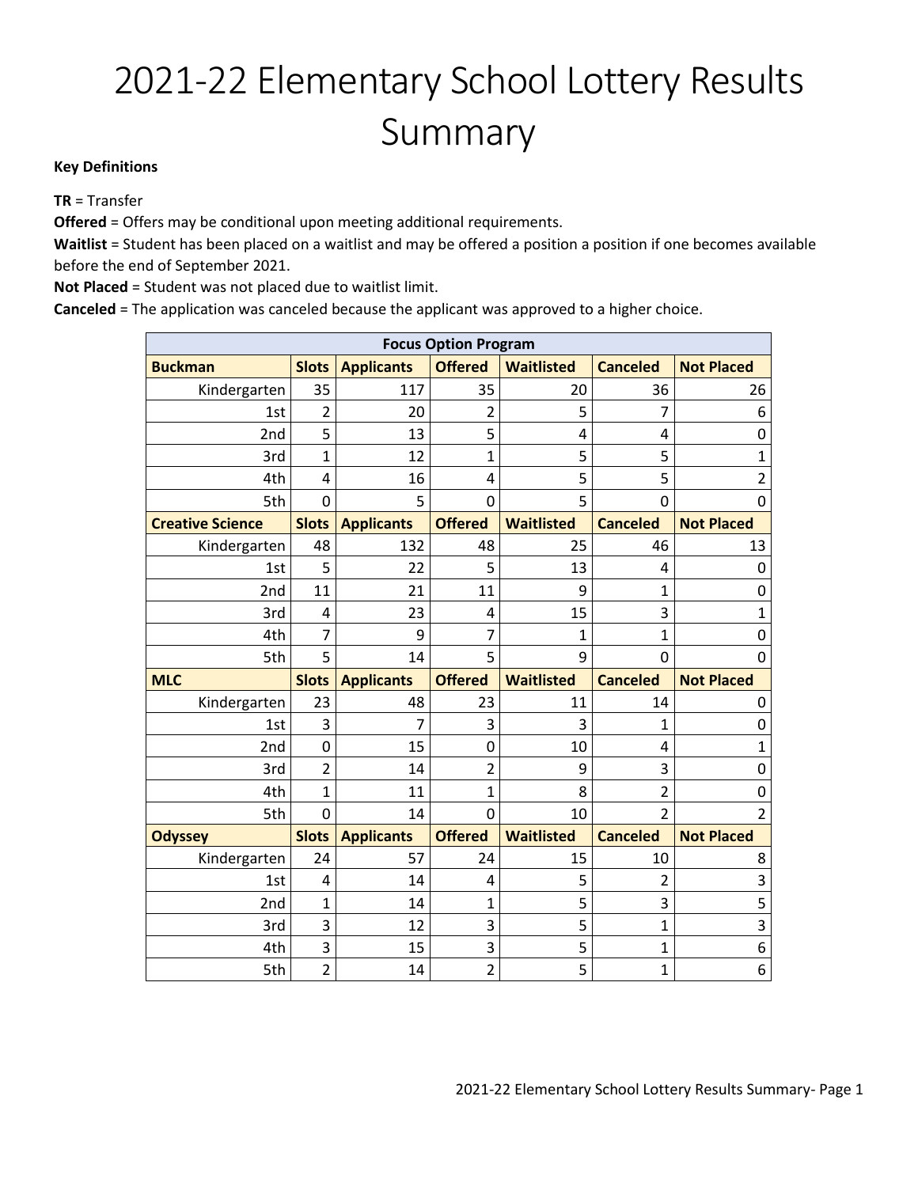# 2021-22 Elementary School Lottery Results Summary

**Key Definitions**

**TR** = Transfer

**Offered** = Offers may be conditional upon meeting additional requirements.

**Waitlist** = Student has been placed on a waitlist and may be offered a position a position if one becomes available before the end of September 2021.

**Not Placed** = Student was not placed due to waitlist limit.

**Canceled** = The application was canceled because the applicant was approved to a higher choice.

| Focus Option Program | | | | | | |
|---|---|---|---|---|---|---|
| **Buckman** | **Slots** | **Applicants** | **Offered** | **Waitlisted** | **Canceled** | **Not Placed** |
| Kindergarten | 35 | 117 | 35 | 20 | 36 | 26 |
| 1st | 2 | 20 | 2 | 5 | 7 | 6 |
| 2nd | 5 | 13 | 5 | 4 | 4 | 0 |
| 3rd | 1 | 12 | 1 | 5 | 5 | 1 |
| 4th | 4 | 16 | 4 | 5 | 5 | 2 |
| 5th | 0 | 5 | 0 | 5 | 0 | 0 |
| **Creative Science** | **Slots** | **Applicants** | **Offered** | **Waitlisted** | **Canceled** | **Not Placed** |
| Kindergarten | 48 | 132 | 48 | 25 | 46 | 13 |
| 1st | 5 | 22 | 5 | 13 | 4 | 0 |
| 2nd | 11 | 21 | 11 | 9 | 1 | 0 |
| 3rd | 4 | 23 | 4 | 15 | 3 | 1 |
| 4th | 7 | 9 | 7 | 1 | 1 | 0 |
| 5th | 5 | 14 | 5 | 9 | 0 | 0 |
| **MLC** | **Slots** | **Applicants** | **Offered** | **Waitlisted** | **Canceled** | **Not Placed** |
| Kindergarten | 23 | 48 | 23 | 11 | 14 | 0 |
| 1st | 3 | 7 | 3 | 3 | 1 | 0 |
| 2nd | 0 | 15 | 0 | 10 | 4 | 1 |
| 3rd | 2 | 14 | 2 | 9 | 3 | 0 |
| 4th | 1 | 11 | 1 | 8 | 2 | 0 |
| 5th | 0 | 14 | 0 | 10 | 2 | 2 |
| **Odyssey** | **Slots** | **Applicants** | **Offered** | **Waitlisted** | **Canceled** | **Not Placed** |
| Kindergarten | 24 | 57 | 24 | 15 | 10 | 8 |
| 1st | 4 | 14 | 4 | 5 | 2 | 3 |
| 2nd | 1 | 14 | 1 | 5 | 3 | 5 |
| 3rd | 3 | 12 | 3 | 5 | 1 | 3 |
| 4th | 3 | 15 | 3 | 5 | 1 | 6 |
| 5th | 2 | 14 | 2 | 5 | 1 | 6 |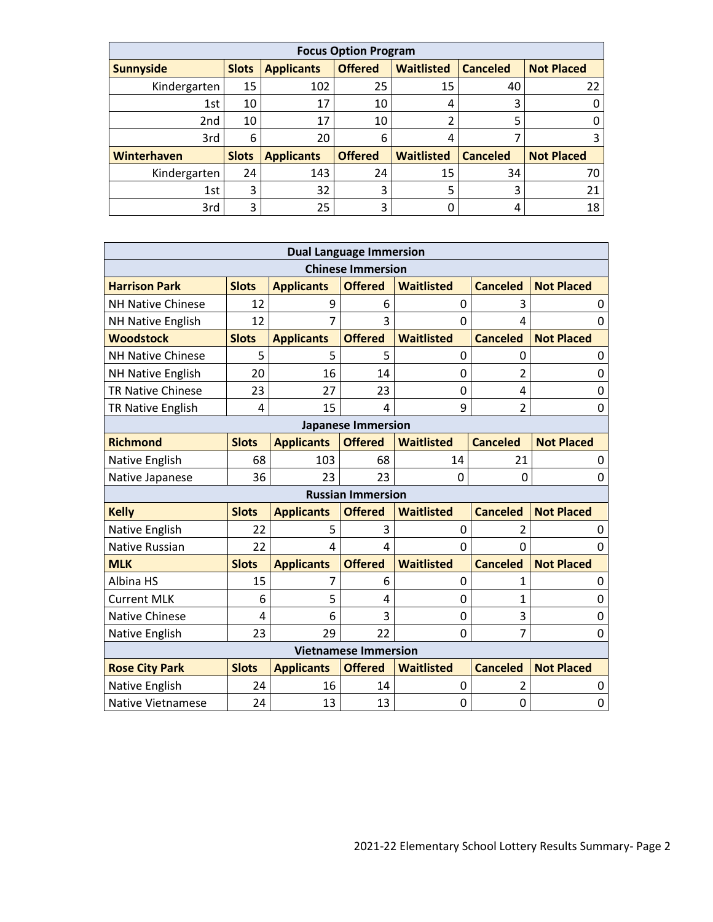| Focus Option Program | | | | | | |
|---|---|---|---|---|---|---|
| **Sunnyside** | **Slots** | **Applicants** | **Offered** | **Waitlisted** | **Canceled** | **Not Placed** |
| Kindergarten | 15 | 102 | 25 | 15 | 40 | 22 |
| 1st | 10 | 17 | 10 | 4 | 3 | 0 |
| 2nd | 10 | 17 | 10 | 2 | 5 | 0 |
| 3rd | 6 | 20 | 6 | 4 | 7 | 3 |
| **Winterhaven** | **Slots** | **Applicants** | **Offered** | **Waitlisted** | **Canceled** | **Not Placed** |
| Kindergarten | 24 | 143 | 24 | 15 | 34 | 70 |
| 1st | 3 | 32 | 3 | 5 | 3 | 21 |
| 3rd | 3 | 25 | 3 | 0 | 4 | 18 |

| Dual Language Immersion | | | | | | |
|---|---|---|---|---|---|---|
| **Chinese Immersion** | | | | | | |
| **Harrison Park** | **Slots** | **Applicants** | **Offered** | **Waitlisted** | **Canceled** | **Not Placed** |
| NH Native Chinese | 12 | 9 | 6 | 0 | 3 | 0 |
| NH Native English | 12 | 7 | 3 | 0 | 4 | 0 |
| **Woodstock** | **Slots** | **Applicants** | **Offered** | **Waitlisted** | **Canceled** | **Not Placed** |
| NH Native Chinese | 5 | 5 | 5 | 0 | 0 | 0 |
| NH Native English | 20 | 16 | 14 | 0 | 2 | 0 |
| TR Native Chinese | 23 | 27 | 23 | 0 | 4 | 0 |
| TR Native English | 4 | 15 | 4 | 9 | 2 | 0 |
| **Japanese Immersion** | | | | | | |
| **Richmond** | **Slots** | **Applicants** | **Offered** | **Waitlisted** | **Canceled** | **Not Placed** |
| Native English | 68 | 103 | 68 | 14 | 21 | 0 |
| Native Japanese | 36 | 23 | 23 | 0 | 0 | 0 |
| **Russian Immersion** | | | | | | |
| **Kelly** | **Slots** | **Applicants** | **Offered** | **Waitlisted** | **Canceled** | **Not Placed** |
| Native English | 22 | 5 | 3 | 0 | 2 | 0 |
| Native Russian | 22 | 4 | 4 | 0 | 0 | 0 |
| **MLK** | **Slots** | **Applicants** | **Offered** | **Waitlisted** | **Canceled** | **Not Placed** |
| Albina HS | 15 | 7 | 6 | 0 | 1 | 0 |
| Current MLK | 6 | 5 | 4 | 0 | 1 | 0 |
| Native Chinese | 4 | 6 | 3 | 0 | 3 | 0 |
| Native English | 23 | 29 | 22 | 0 | 7 | 0 |
| **Vietnamese Immersion** | | | | | | |
| **Rose City Park** | **Slots** | **Applicants** | **Offered** | **Waitlisted** | **Canceled** | **Not Placed** |
| Native English | 24 | 16 | 14 | 0 | 2 | 0 |
| Native Vietnamese | 24 | 13 | 13 | 0 | 0 | 0 |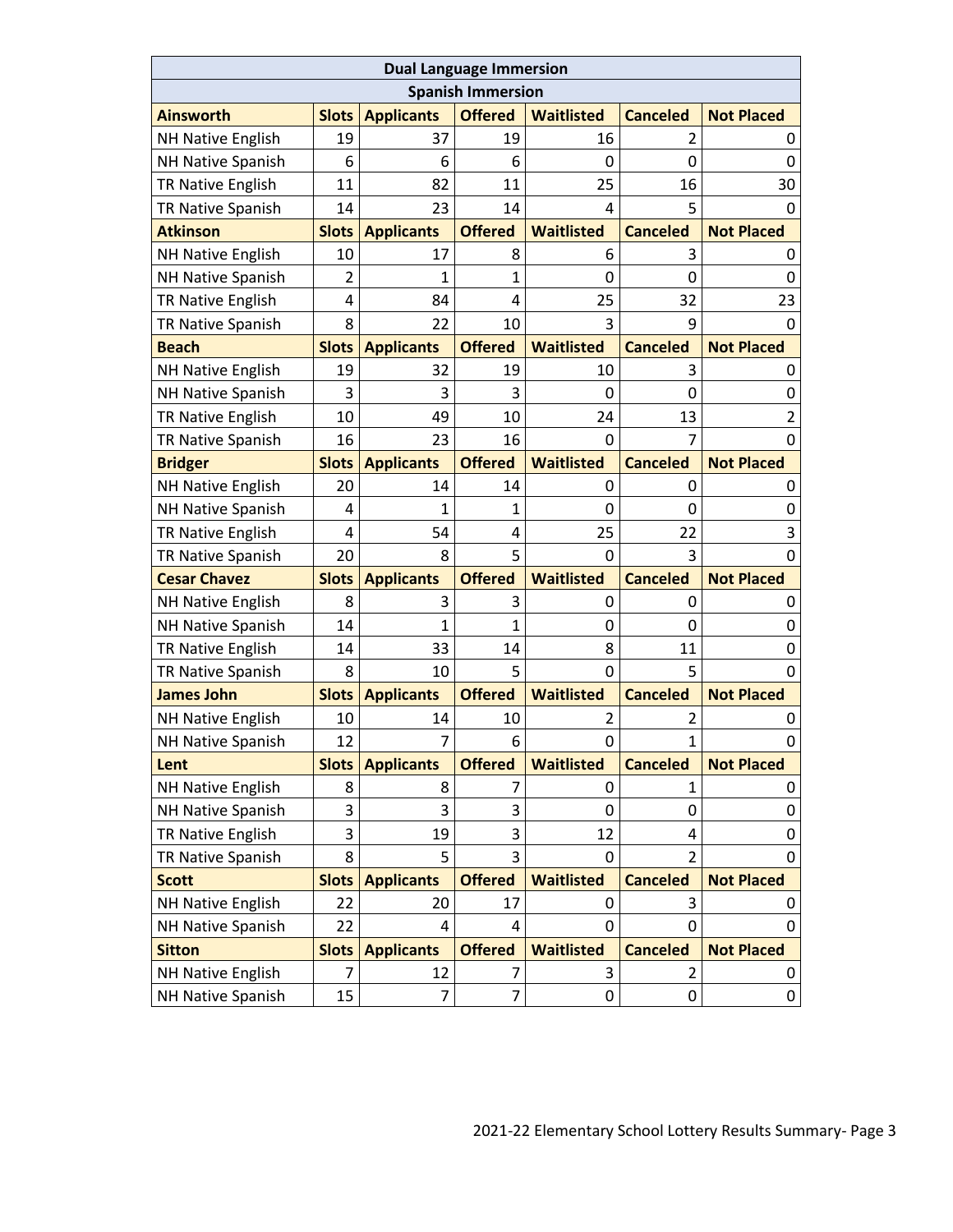| Dual Language Immersion | | | | | | |
|---|---|---|---|---|---|---|
| **Spanish Immersion** | | | | | | |
| **Ainsworth** | **Slots** | **Applicants** | **Offered** | **Waitlisted** | **Canceled** | **Not Placed** |
| NH Native English | 19 | 37 | 19 | 16 | 2 | 0 |
| NH Native Spanish | 6 | 6 | 6 | 0 | 0 | 0 |
| TR Native English | 11 | 82 | 11 | 25 | 16 | 30 |
| TR Native Spanish | 14 | 23 | 14 | 4 | 5 | 0 |
| **Atkinson** | **Slots** | **Applicants** | **Offered** | **Waitlisted** | **Canceled** | **Not Placed** |
| NH Native English | 10 | 17 | 8 | 6 | 3 | 0 |
| NH Native Spanish | 2 | 1 | 1 | 0 | 0 | 0 |
| TR Native English | 4 | 84 | 4 | 25 | 32 | 23 |
| TR Native Spanish | 8 | 22 | 10 | 3 | 9 | 0 |
| **Beach** | **Slots** | **Applicants** | **Offered** | **Waitlisted** | **Canceled** | **Not Placed** |
| NH Native English | 19 | 32 | 19 | 10 | 3 | 0 |
| NH Native Spanish | 3 | 3 | 3 | 0 | 0 | 0 |
| TR Native English | 10 | 49 | 10 | 24 | 13 | 2 |
| TR Native Spanish | 16 | 23 | 16 | 0 | 7 | 0 |
| **Bridger** | **Slots** | **Applicants** | **Offered** | **Waitlisted** | **Canceled** | **Not Placed** |
| NH Native English | 20 | 14 | 14 | 0 | 0 | 0 |
| NH Native Spanish | 4 | 1 | 1 | 0 | 0 | 0 |
| TR Native English | 4 | 54 | 4 | 25 | 22 | 3 |
| TR Native Spanish | 20 | 8 | 5 | 0 | 3 | 0 |
| **Cesar Chavez** | **Slots** | **Applicants** | **Offered** | **Waitlisted** | **Canceled** | **Not Placed** |
| NH Native English | 8 | 3 | 3 | 0 | 0 | 0 |
| NH Native Spanish | 14 | 1 | 1 | 0 | 0 | 0 |
| TR Native English | 14 | 33 | 14 | 8 | 11 | 0 |
| TR Native Spanish | 8 | 10 | 5 | 0 | 5 | 0 |
| **James John** | **Slots** | **Applicants** | **Offered** | **Waitlisted** | **Canceled** | **Not Placed** |
| NH Native English | 10 | 14 | 10 | 2 | 2 | 0 |
| NH Native Spanish | 12 | 7 | 6 | 0 | 1 | 0 |
| **Lent** | **Slots** | **Applicants** | **Offered** | **Waitlisted** | **Canceled** | **Not Placed** |
| NH Native English | 8 | 8 | 7 | 0 | 1 | 0 |
| NH Native Spanish | 3 | 3 | 3 | 0 | 0 | 0 |
| TR Native English | 3 | 19 | 3 | 12 | 4 | 0 |
| TR Native Spanish | 8 | 5 | 3 | 0 | 2 | 0 |
| **Scott** | **Slots** | **Applicants** | **Offered** | **Waitlisted** | **Canceled** | **Not Placed** |
| NH Native English | 22 | 20 | 17 | 0 | 3 | 0 |
| NH Native Spanish | 22 | 4 | 4 | 0 | 0 | 0 |
| **Sitton** | **Slots** | **Applicants** | **Offered** | **Waitlisted** | **Canceled** | **Not Placed** |
| NH Native English | 7 | 12 | 7 | 3 | 2 | 0 |
| NH Native Spanish | 15 | 7 | 7 | 0 | 0 | 0 |